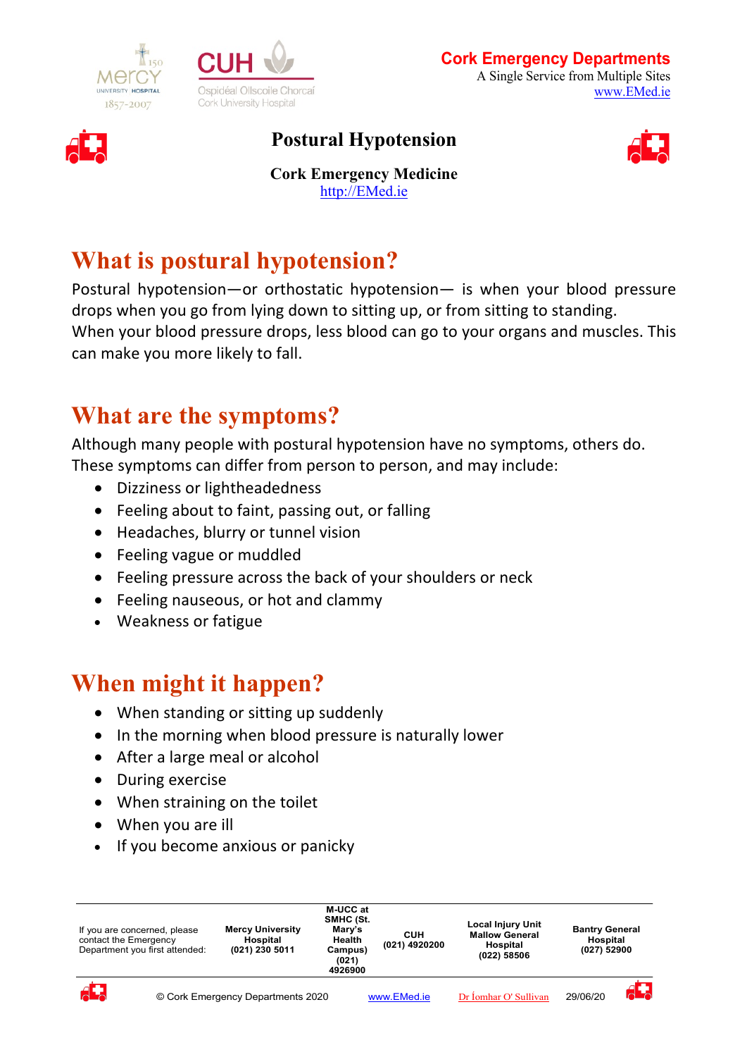**Cork Emergency Departments**
A Single Service from Multiple Sites
www.EMed.ie

# Postural Hypotension

**Cork Emergency Medicine**
http://EMed.ie

## What is postural hypotension?

Postural hypotension—or orthostatic hypotension— is when your blood pressure drops when you go from lying down to sitting up, or from sitting to standing.
When your blood pressure drops, less blood can go to your organs and muscles. This can make you more likely to fall.

## What are the symptoms?

Although many people with postural hypotension have no symptoms, others do. These symptoms can differ from person to person, and may include:

- Dizziness or lightheadedness
- Feeling about to faint, passing out, or falling
- Headaches, blurry or tunnel vision
- Feeling vague or muddled
- Feeling pressure across the back of your shoulders or neck
- Feeling nauseous, or hot and clammy
- Weakness or fatigue

## When might it happen?

- When standing or sitting up suddenly
- In the morning when blood pressure is naturally lower
- After a large meal or alcohol
- During exercise
- When straining on the toilet
- When you are ill
- If you become anxious or panicky

| If you are concerned, please contact the Emergency Department you first attended: | Mercy University Hospital (021) 230 5011 | M-UCC at SMHC (St. Mary's Health Campus) (021) 4926900 | CUH (021) 4920200 | Local Injury Unit Mallow General Hospital (022) 58506 | Bantry General Hospital (027) 52900 |
|---|---|---|---|---|---|

© Cork Emergency Departments 2020 www.EMed.ie Dr Íomhar O' Sullivan 29/06/20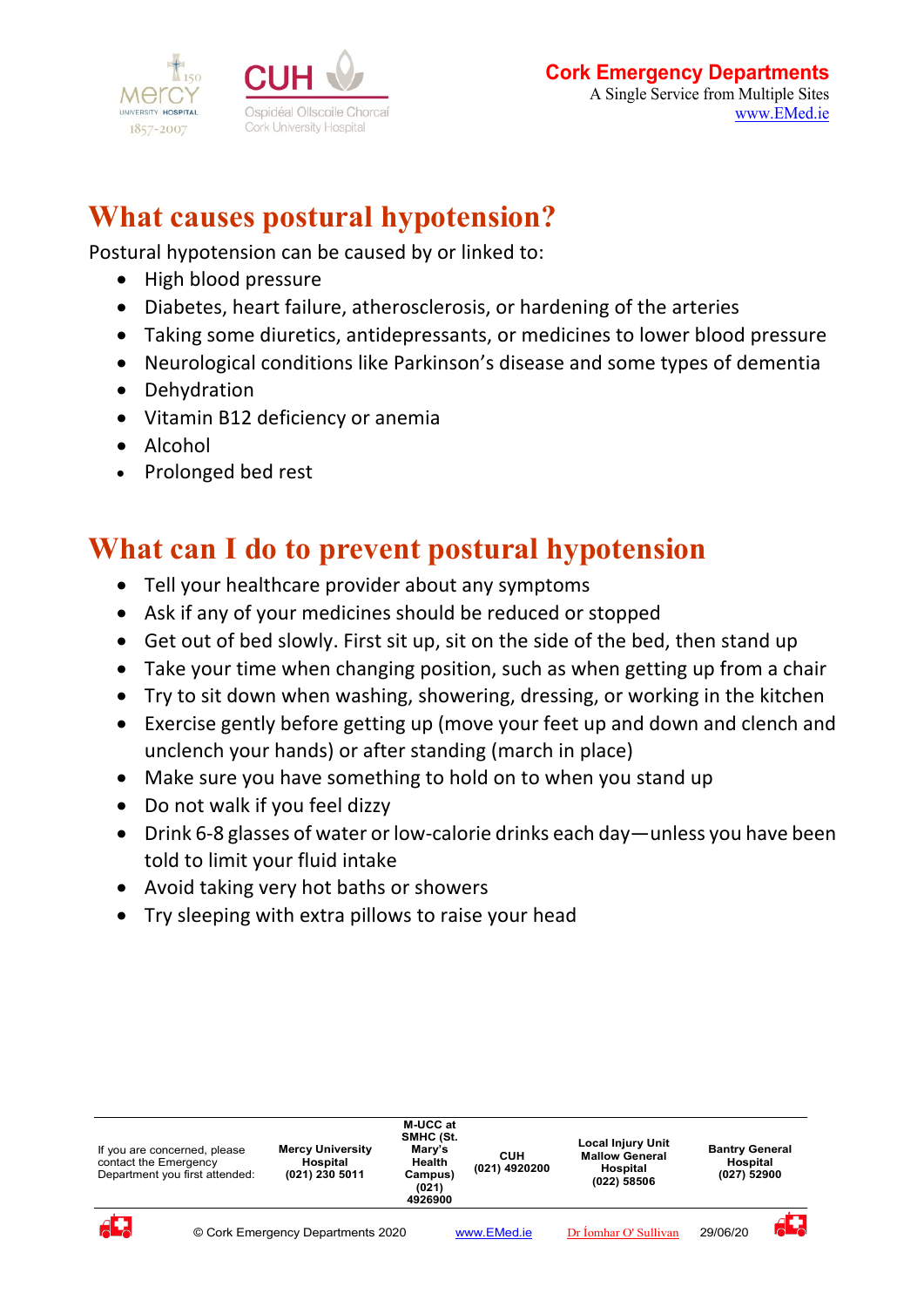## What causes postural hypotension?

Postural hypotension can be caused by or linked to:

- High blood pressure
- Diabetes, heart failure, atherosclerosis, or hardening of the arteries
- Taking some diuretics, antidepressants, or medicines to lower blood pressure
- Neurological conditions like Parkinson's disease and some types of dementia
- Dehydration
- Vitamin B12 deficiency or anemia
- Alcohol
- Prolonged bed rest

## What can I do to prevent postural hypotension

- Tell your healthcare provider about any symptoms
- Ask if any of your medicines should be reduced or stopped
- Get out of bed slowly. First sit up, sit on the side of the bed, then stand up
- Take your time when changing position, such as when getting up from a chair
- Try to sit down when washing, showering, dressing, or working in the kitchen
- Exercise gently before getting up (move your feet up and down and clench and unclench your hands) or after standing (march in place)
- Make sure you have something to hold on to when you stand up
- Do not walk if you feel dizzy
- Drink 6-8 glasses of water or low-calorie drinks each day—unless you have been told to limit your fluid intake
- Avoid taking very hot baths or showers
- Try sleeping with extra pillows to raise your head

| | | | | | |
|---|---|---|---|---|---|
| If you are concerned, please contact the Emergency Department you first attended: | **Mercy University Hospital (021) 230 5011** | **M-UCC at SMHC (St. Mary's Health Campus) (021) 4926900** | **CUH (021) 4920200** | **Local Injury Unit Mallow General Hospital (022) 58506** | **Bantry General Hospital (027) 52900** |